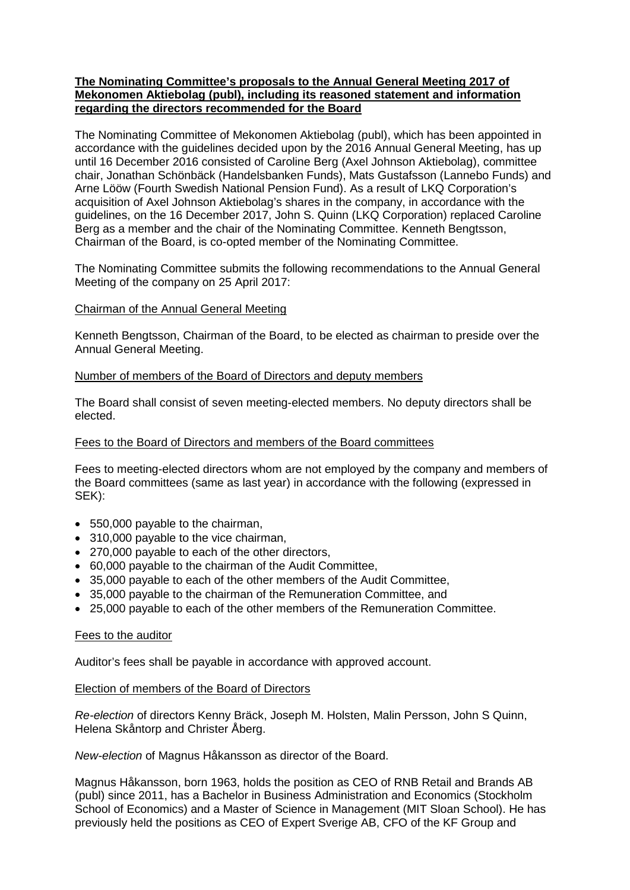**The Nominating Committee's proposals to the Annual General Meeting 2017 of Mekonomen Aktiebolag (publ), including its reasoned statement and information regarding the directors recommended for the Board**

The Nominating Committee of Mekonomen Aktiebolag (publ), which has been appointed in accordance with the guidelines decided upon by the 2016 Annual General Meeting, has up until 16 December 2016 consisted of Caroline Berg (Axel Johnson Aktiebolag), committee chair, Jonathan Schönbäck (Handelsbanken Funds), Mats Gustafsson (Lannebo Funds) and Arne Lööw (Fourth Swedish National Pension Fund). As a result of LKQ Corporation's acquisition of Axel Johnson Aktiebolag's shares in the company, in accordance with the guidelines, on the 16 December 2017, John S. Quinn (LKQ Corporation) replaced Caroline Berg as a member and the chair of the Nominating Committee. Kenneth Bengtsson, Chairman of the Board, is co-opted member of the Nominating Committee.

The Nominating Committee submits the following recommendations to the Annual General Meeting of the company on 25 April 2017:

Chairman of the Annual General Meeting

Kenneth Bengtsson, Chairman of the Board, to be elected as chairman to preside over the Annual General Meeting.

Number of members of the Board of Directors and deputy members

The Board shall consist of seven meeting-elected members. No deputy directors shall be elected.

Fees to the Board of Directors and members of the Board committees

Fees to meeting-elected directors whom are not employed by the company and members of the Board committees (same as last year) in accordance with the following (expressed in SEK):

- 550,000 payable to the chairman,
- 310,000 payable to the vice chairman,
- 270,000 payable to each of the other directors,
- 60,000 payable to the chairman of the Audit Committee,
- 35,000 payable to each of the other members of the Audit Committee,
- 35,000 payable to the chairman of the Remuneration Committee, and
- 25,000 payable to each of the other members of the Remuneration Committee.

Fees to the auditor

Auditor's fees shall be payable in accordance with approved account.

Election of members of the Board of Directors

*Re-election* of directors Kenny Bräck, Joseph M. Holsten, Malin Persson, John S Quinn, Helena Skåntorp and Christer Åberg.

*New-election* of Magnus Håkansson as director of the Board.

Magnus Håkansson, born 1963, holds the position as CEO of RNB Retail and Brands AB (publ) since 2011, has a Bachelor in Business Administration and Economics (Stockholm School of Economics) and a Master of Science in Management (MIT Sloan School). He has previously held the positions as CEO of Expert Sverige AB, CFO of the KF Group and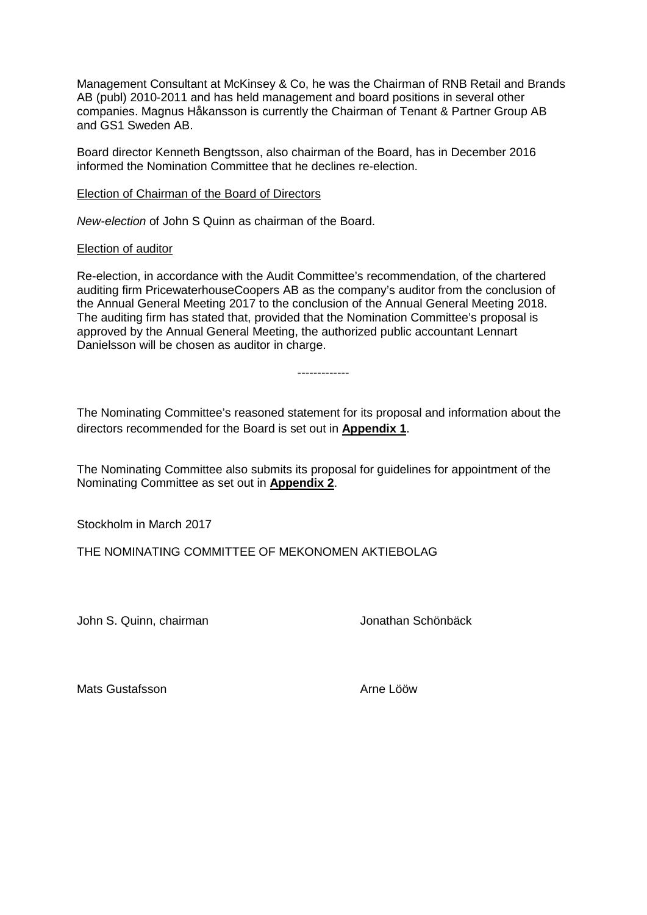Management Consultant at McKinsey & Co, he was the Chairman of RNB Retail and Brands AB (publ) 2010-2011 and has held management and board positions in several other companies. Magnus Håkansson is currently the Chairman of Tenant & Partner Group AB and GS1 Sweden AB.

Board director Kenneth Bengtsson, also chairman of the Board, has in December 2016 informed the Nomination Committee that he declines re-election.

<u>Election of Chairman of the Board of Directors</u>

*New-election* of John S Quinn as chairman of the Board.

<u>Election of auditor</u>

Re-election, in accordance with the Audit Committee's recommendation, of the chartered auditing firm PricewaterhouseCoopers AB as the company's auditor from the conclusion of the Annual General Meeting 2017 to the conclusion of the Annual General Meeting 2018. The auditing firm has stated that, provided that the Nomination Committee's proposal is approved by the Annual General Meeting, the authorized public accountant Lennart Danielsson will be chosen as auditor in charge.

-------------

The Nominating Committee's reasoned statement for its proposal and information about the directors recommended for the Board is set out in **<u>Appendix 1</u>**.

The Nominating Committee also submits its proposal for guidelines for appointment of the Nominating Committee as set out in **<u>Appendix 2</u>**.

Stockholm in March 2017

THE NOMINATING COMMITTEE OF MEKONOMEN AKTIEBOLAG

John S. Quinn, chairman

Jonathan Schönbäck

Mats Gustafsson

Arne Lööw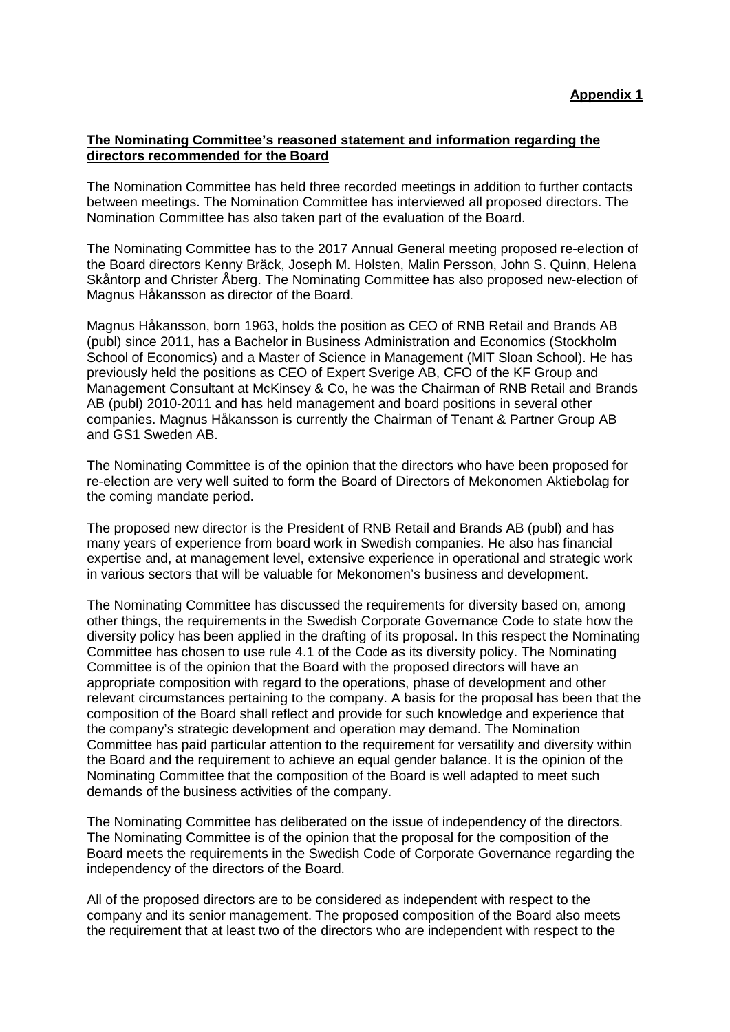**Appendix 1**

**The Nominating Committee's reasoned statement and information regarding the directors recommended for the Board**

The Nomination Committee has held three recorded meetings in addition to further contacts between meetings. The Nomination Committee has interviewed all proposed directors. The Nomination Committee has also taken part of the evaluation of the Board.

The Nominating Committee has to the 2017 Annual General meeting proposed re-election of the Board directors Kenny Bräck, Joseph M. Holsten, Malin Persson, John S. Quinn, Helena Skåntorp and Christer Åberg. The Nominating Committee has also proposed new-election of Magnus Håkansson as director of the Board.

Magnus Håkansson, born 1963, holds the position as CEO of RNB Retail and Brands AB (publ) since 2011, has a Bachelor in Business Administration and Economics (Stockholm School of Economics) and a Master of Science in Management (MIT Sloan School). He has previously held the positions as CEO of Expert Sverige AB, CFO of the KF Group and Management Consultant at McKinsey & Co, he was the Chairman of RNB Retail and Brands AB (publ) 2010-2011 and has held management and board positions in several other companies. Magnus Håkansson is currently the Chairman of Tenant & Partner Group AB and GS1 Sweden AB.

The Nominating Committee is of the opinion that the directors who have been proposed for re-election are very well suited to form the Board of Directors of Mekonomen Aktiebolag for the coming mandate period.

The proposed new director is the President of RNB Retail and Brands AB (publ) and has many years of experience from board work in Swedish companies. He also has financial expertise and, at management level, extensive experience in operational and strategic work in various sectors that will be valuable for Mekonomen's business and development.

The Nominating Committee has discussed the requirements for diversity based on, among other things, the requirements in the Swedish Corporate Governance Code to state how the diversity policy has been applied in the drafting of its proposal. In this respect the Nominating Committee has chosen to use rule 4.1 of the Code as its diversity policy. The Nominating Committee is of the opinion that the Board with the proposed directors will have an appropriate composition with regard to the operations, phase of development and other relevant circumstances pertaining to the company. A basis for the proposal has been that the composition of the Board shall reflect and provide for such knowledge and experience that the company's strategic development and operation may demand. The Nomination Committee has paid particular attention to the requirement for versatility and diversity within the Board and the requirement to achieve an equal gender balance. It is the opinion of the Nominating Committee that the composition of the Board is well adapted to meet such demands of the business activities of the company.

The Nominating Committee has deliberated on the issue of independency of the directors. The Nominating Committee is of the opinion that the proposal for the composition of the Board meets the requirements in the Swedish Code of Corporate Governance regarding the independency of the directors of the Board.

All of the proposed directors are to be considered as independent with respect to the company and its senior management. The proposed composition of the Board also meets the requirement that at least two of the directors who are independent with respect to the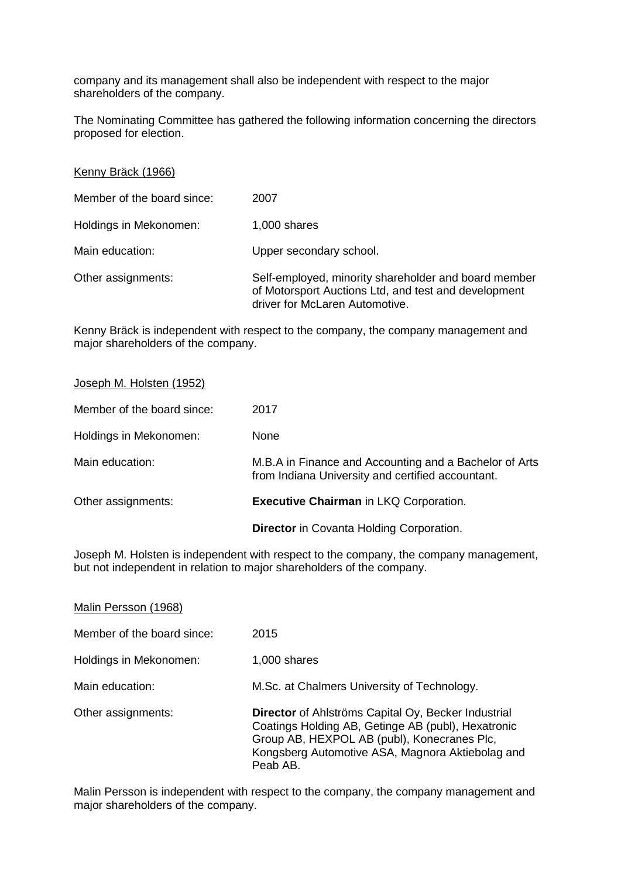company and its management shall also be independent with respect to the major shareholders of the company.

The Nominating Committee has gathered the following information concerning the directors proposed for election.

<u>Kenny Bräck (1966)</u>

| | |
|---|---|
| Member of the board since: | 2007 |
| Holdings in Mekonomen: | 1,000 shares |
| Main education: | Upper secondary school. |
| Other assignments: | Self-employed, minority shareholder and board member of Motorsport Auctions Ltd, and test and development driver for McLaren Automotive. |

Kenny Bräck is independent with respect to the company, the company management and major shareholders of the company.

<u>Joseph M. Holsten (1952)</u>

| | |
|---|---|
| Member of the board since: | 2017 |
| Holdings in Mekonomen: | None |
| Main education: | M.B.A in Finance and Accounting and a Bachelor of Arts from Indiana University and certified accountant. |
| Other assignments: | **Executive Chairman** in LKQ Corporation. |
| | **Director** in Covanta Holding Corporation. |

Joseph M. Holsten is independent with respect to the company, the company management, but not independent in relation to major shareholders of the company.

<u>Malin Persson (1968)</u>

| | |
|---|---|
| Member of the board since: | 2015 |
| Holdings in Mekonomen: | 1,000 shares |
| Main education: | M.Sc. at Chalmers University of Technology. |
| Other assignments: | **Director** of Ahlströms Capital Oy, Becker Industrial Coatings Holding AB, Getinge AB (publ), Hexatronic Group AB, HEXPOL AB (publ), Konecranes Plc, Kongsberg Automotive ASA, Magnora Aktiebolag and Peab AB. |

Malin Persson is independent with respect to the company, the company management and major shareholders of the company.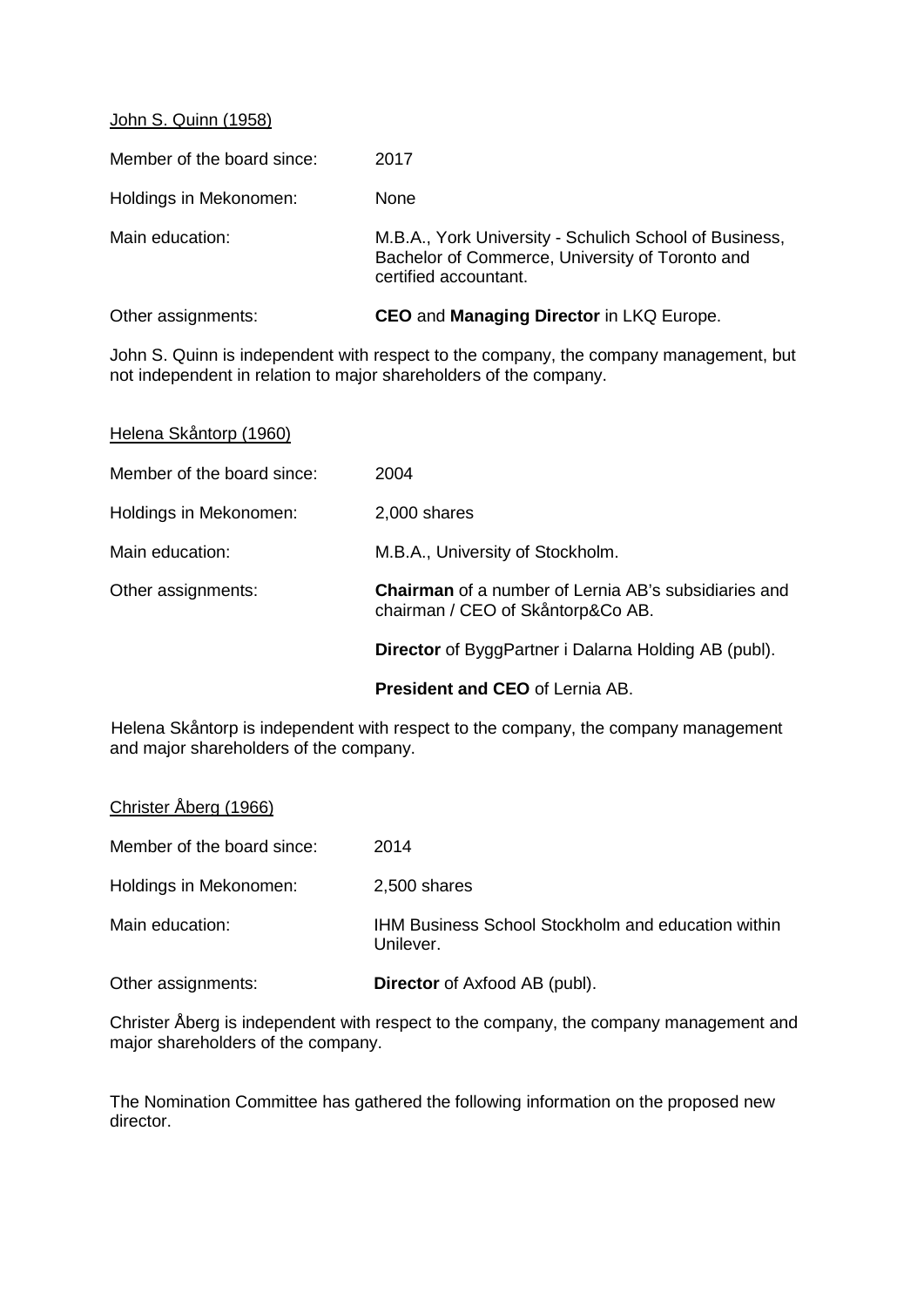<u>John S. Quinn (1958)</u>

| | |
|---|---|
| Member of the board since: | 2017 |
| Holdings in Mekonomen: | None |
| Main education: | M.B.A., York University - Schulich School of Business, Bachelor of Commerce, University of Toronto and certified accountant. |
| Other assignments: | **CEO** and **Managing Director** in LKQ Europe. |

John S. Quinn is independent with respect to the company, the company management, but not independent in relation to major shareholders of the company.

<u>Helena Skåntorp (1960)</u>

| | |
|---|---|
| Member of the board since: | 2004 |
| Holdings in Mekonomen: | 2,000 shares |
| Main education: | M.B.A., University of Stockholm. |
| Other assignments: | **Chairman** of a number of Lernia AB's subsidiaries and chairman / CEO of Skåntorp&Co AB. |
| | **Director** of ByggPartner i Dalarna Holding AB (publ). |
| | **President and CEO** of Lernia AB. |

Helena Skåntorp is independent with respect to the company, the company management and major shareholders of the company.

<u>Christer Åberg (1966)</u>

| | |
|---|---|
| Member of the board since: | 2014 |
| Holdings in Mekonomen: | 2,500 shares |
| Main education: | IHM Business School Stockholm and education within Unilever. |
| Other assignments: | **Director** of Axfood AB (publ). |

Christer Åberg is independent with respect to the company, the company management and major shareholders of the company.

The Nomination Committee has gathered the following information on the proposed new director.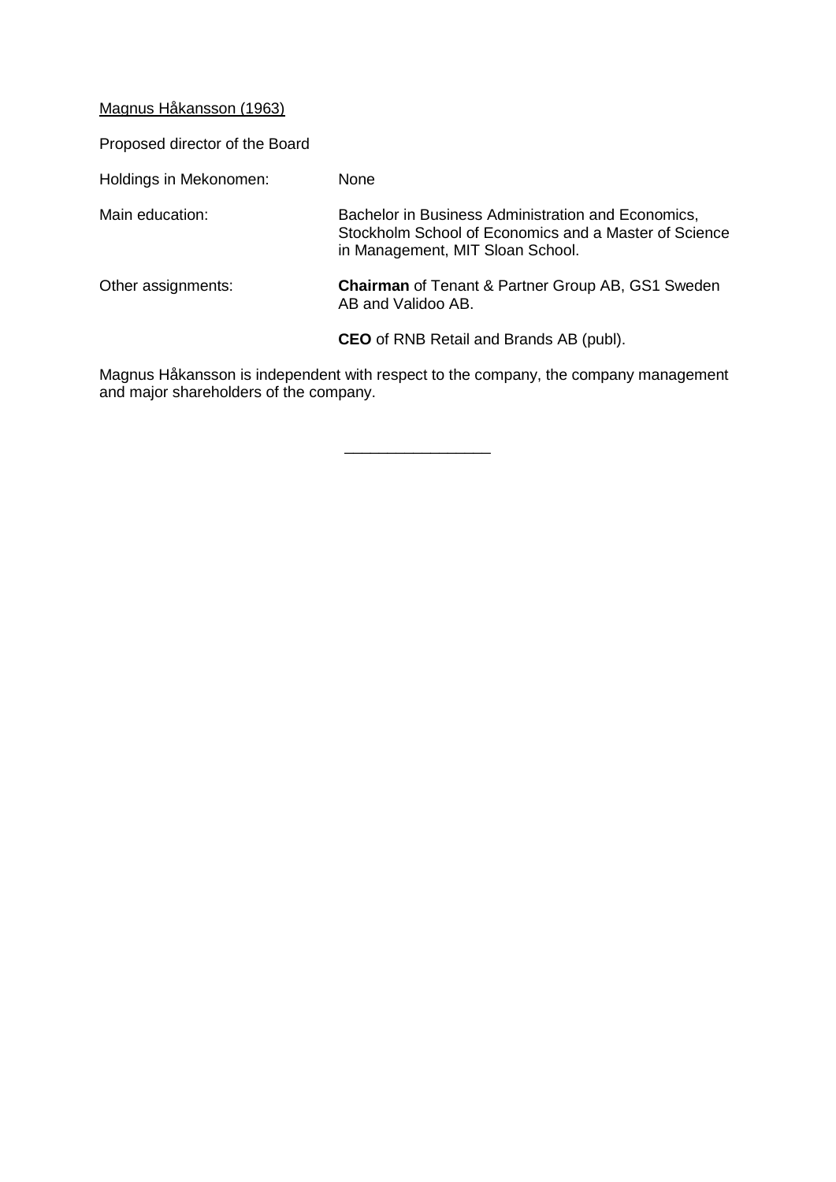Magnus Håkansson (1963)

Proposed director of the Board

| | |
|---|---|
| Holdings in Mekonomen: | None |
| Main education: | Bachelor in Business Administration and Economics, Stockholm School of Economics and a Master of Science in Management, MIT Sloan School. |
| Other assignments: | **Chairman** of Tenant & Partner Group AB, GS1 Sweden AB and Validoo AB. |
| | **CEO** of RNB Retail and Brands AB (publ). |

Magnus Håkansson is independent with respect to the company, the company management and major shareholders of the company.

\_\_\_\_\_\_\_\_\_\_\_\_\_\_\_\_\_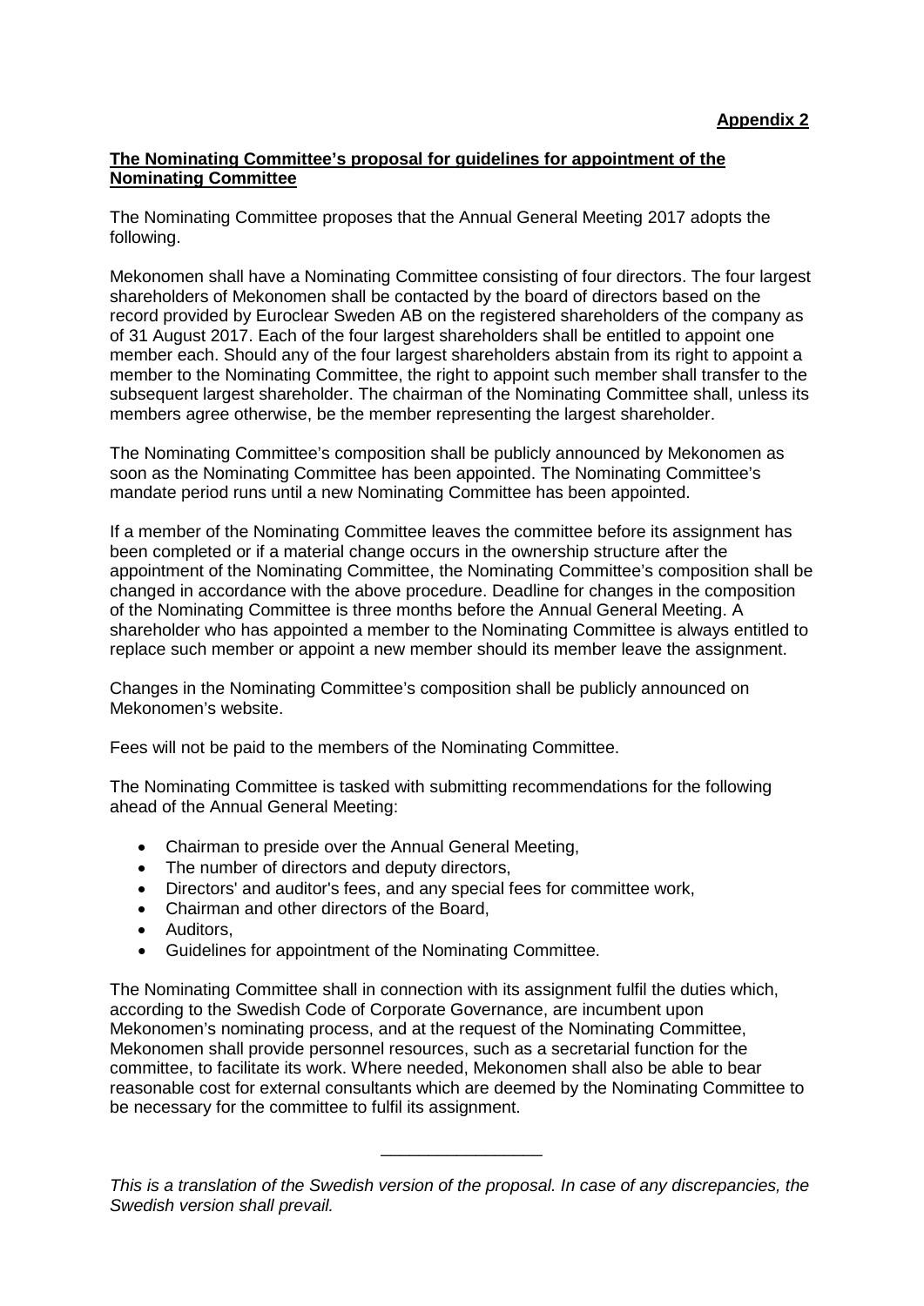**Appendix 2**

**The Nominating Committee's proposal for guidelines for appointment of the Nominating Committee**

The Nominating Committee proposes that the Annual General Meeting 2017 adopts the following.

Mekonomen shall have a Nominating Committee consisting of four directors. The four largest shareholders of Mekonomen shall be contacted by the board of directors based on the record provided by Euroclear Sweden AB on the registered shareholders of the company as of 31 August 2017. Each of the four largest shareholders shall be entitled to appoint one member each. Should any of the four largest shareholders abstain from its right to appoint a member to the Nominating Committee, the right to appoint such member shall transfer to the subsequent largest shareholder. The chairman of the Nominating Committee shall, unless its members agree otherwise, be the member representing the largest shareholder.

The Nominating Committee's composition shall be publicly announced by Mekonomen as soon as the Nominating Committee has been appointed. The Nominating Committee's mandate period runs until a new Nominating Committee has been appointed.

If a member of the Nominating Committee leaves the committee before its assignment has been completed or if a material change occurs in the ownership structure after the appointment of the Nominating Committee, the Nominating Committee's composition shall be changed in accordance with the above procedure. Deadline for changes in the composition of the Nominating Committee is three months before the Annual General Meeting. A shareholder who has appointed a member to the Nominating Committee is always entitled to replace such member or appoint a new member should its member leave the assignment.

Changes in the Nominating Committee's composition shall be publicly announced on Mekonomen's website.

Fees will not be paid to the members of the Nominating Committee.

The Nominating Committee is tasked with submitting recommendations for the following ahead of the Annual General Meeting:

- Chairman to preside over the Annual General Meeting,
- The number of directors and deputy directors,
- Directors' and auditor's fees, and any special fees for committee work,
- Chairman and other directors of the Board,
- Auditors,
- Guidelines for appointment of the Nominating Committee.

The Nominating Committee shall in connection with its assignment fulfil the duties which, according to the Swedish Code of Corporate Governance, are incumbent upon Mekonomen's nominating process, and at the request of the Nominating Committee, Mekonomen shall provide personnel resources, such as a secretarial function for the committee, to facilitate its work. Where needed, Mekonomen shall also be able to bear reasonable cost for external consultants which are deemed by the Nominating Committee to be necessary for the committee to fulfil its assignment.

\_\_\_\_\_\_\_\_\_\_\_\_\_\_\_\_\_

*This is a translation of the Swedish version of the proposal. In case of any discrepancies, the Swedish version shall prevail.*